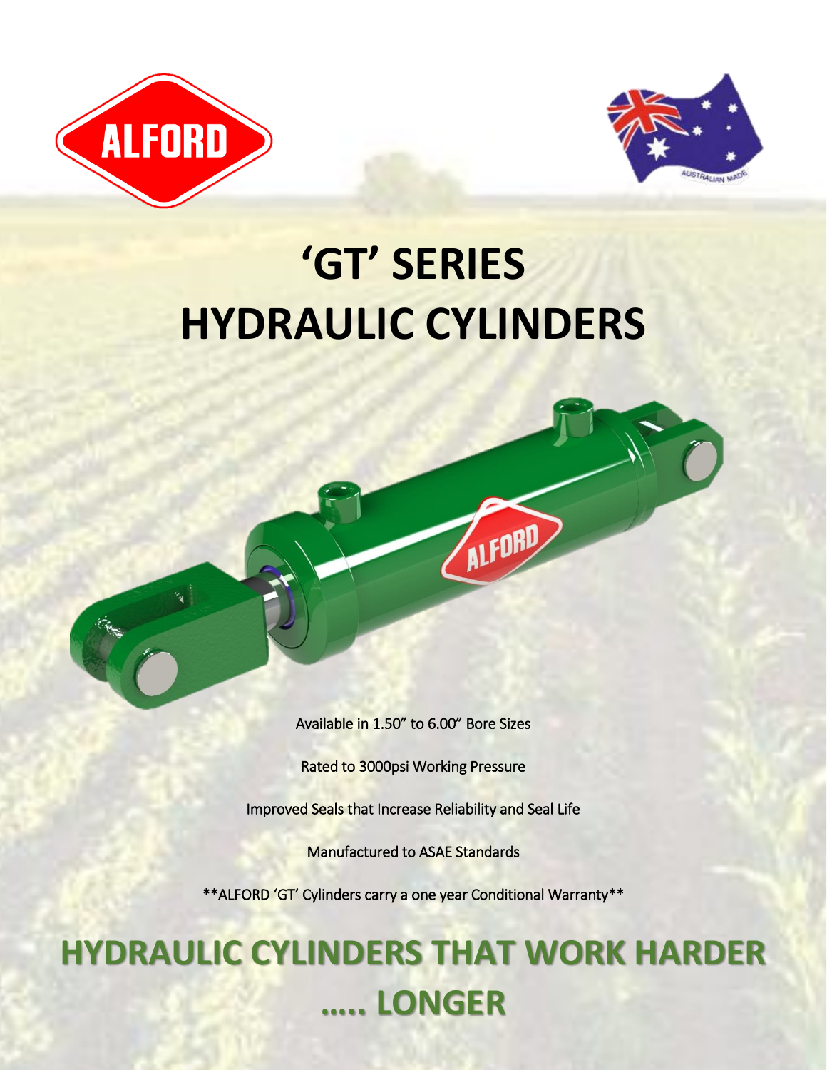# 'GT' SERIES HYDRAULIC CYLINDERS

Available in 1.50" to 6.00" Bore Sizes

Rated to 3000psi Working Pressure

Improved Seals that Increase Reliability and Seal Life

Manufactured to ASAE Standards

**ALFORD 'GT' Cylinders carry a one year Conditional Warranty**

## HYDRAULIC CYLINDERS THAT WORK HARDER ….. LONGER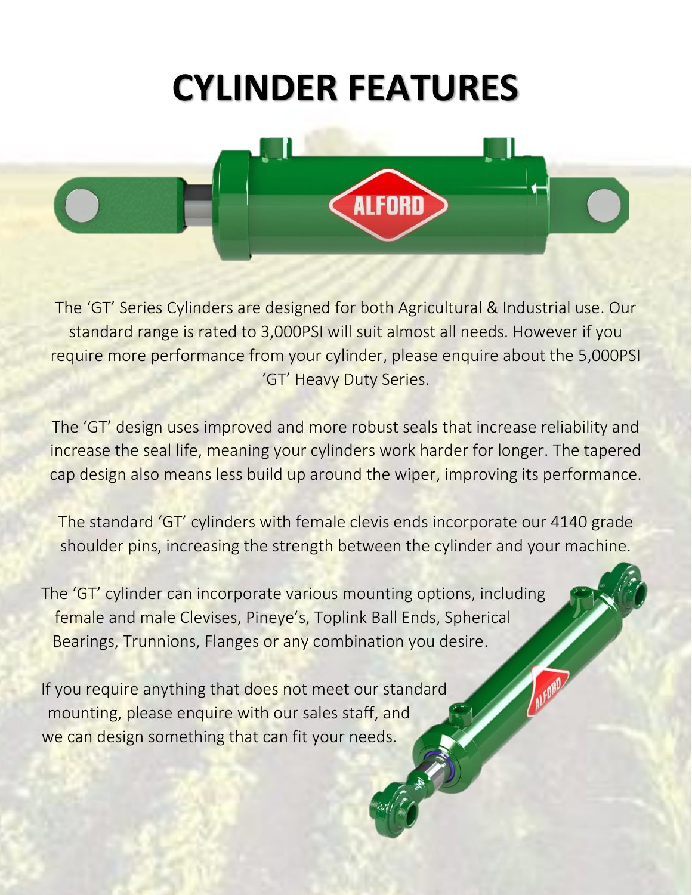# CYLINDER FEATURES

The 'GT' Series Cylinders are designed for both Agricultural & Industrial use. Our standard range is rated to 3,000PSI will suit almost all needs. However if you require more performance from your cylinder, please enquire about the 5,000PSI 'GT' Heavy Duty Series.

The 'GT' design uses improved and more robust seals that increase reliability and increase the seal life, meaning your cylinders work harder for longer. The tapered cap design also means less build up around the wiper, improving its performance.

The standard 'GT' cylinders with female clevis ends incorporate our 4140 grade shoulder pins, increasing the strength between the cylinder and your machine.

The 'GT' cylinder can incorporate various mounting options, including female and male Clevises, Pineye's, Toplink Ball Ends, Spherical Bearings, Trunnions, Flanges or any combination you desire.

If you require anything that does not meet our standard mounting, please enquire with our sales staff, and we can design something that can fit your needs.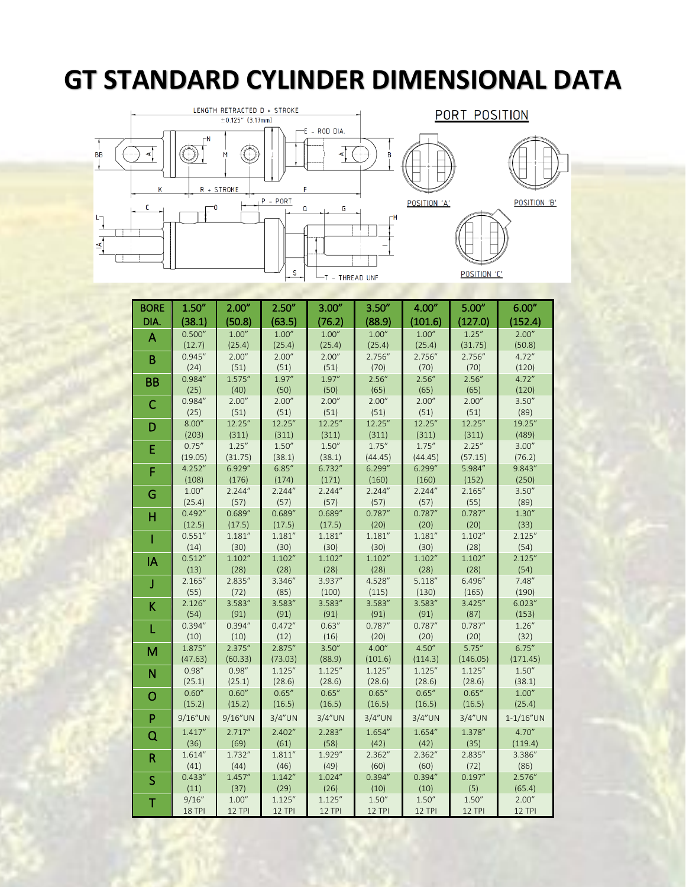# GT STANDARD CYLINDER DIMENSIONAL DATA

| BORE DIA. | 1.50″ (38.1) | 2.00″ (50.8) | 2.50″ (63.5) | 3.00″ (76.2) | 3.50″ (88.9) | 4.00″ (101.6) | 5.00″ (127.0) | 6.00″ (152.4) |
|---|---|---|---|---|---|---|---|---|
| A | 0.500″ (12.7) | 1.00″ (25.4) | 1.00″ (25.4) | 1.00″ (25.4) | 1.00″ (25.4) | 1.00″ (25.4) | 1.25″ (31.75) | 2.00″ (50.8) |
| B | 0.945″ (24) | 2.00″ (51) | 2.00″ (51) | 2.00″ (51) | 2.756″ (70) | 2.756″ (70) | 2.756″ (70) | 4.72″ (120) |
| BB | 0.984″ (25) | 1.575″ (40) | 1.97″ (50) | 1.97″ (50) | 2.56″ (65) | 2.56″ (65) | 2.56″ (65) | 4.72″ (120) |
| C | 0.984″ (25) | 2.00″ (51) | 2.00″ (51) | 2.00″ (51) | 2.00″ (51) | 2.00″ (51) | 2.00″ (51) | 3.50″ (89) |
| D | 8.00″ (203) | 12.25″ (311) | 12.25″ (311) | 12.25″ (311) | 12.25″ (311) | 12.25″ (311) | 12.25″ (311) | 19.25″ (489) |
| E | 0.75″ (19.05) | 1.25″ (31.75) | 1.50″ (38.1) | 1.50″ (38.1) | 1.75″ (44.45) | 1.75″ (44.45) | 2.25″ (57.15) | 3.00″ (76.2) |
| F | 4.252″ (108) | 6.929″ (176) | 6.85″ (174) | 6.732″ (171) | 6.299″ (160) | 6.299″ (160) | 5.984″ (152) | 9.843″ (250) |
| G | 1.00″ (25.4) | 2.244″ (57) | 2.244″ (57) | 2.244″ (57) | 2.244″ (57) | 2.244″ (57) | 2.165″ (55) | 3.50″ (89) |
| H | 0.492″ (12.5) | 0.689″ (17.5) | 0.689″ (17.5) | 0.689″ (17.5) | 0.787″ (20) | 0.787″ (20) | 0.787″ (20) | 1.30″ (33) |
| I | 0.551″ (14) | 1.181″ (30) | 1.181″ (30) | 1.181″ (30) | 1.181″ (30) | 1.181″ (30) | 1.102″ (28) | 2.125″ (54) |
| IA | 0.512″ (13) | 1.102″ (28) | 1.102″ (28) | 1.102″ (28) | 1.102″ (28) | 1.102″ (28) | 1.102″ (28) | 2.125″ (54) |
| J | 2.165″ (55) | 2.835″ (72) | 3.346″ (85) | 3.937″ (100) | 4.528″ (115) | 5.118″ (130) | 6.496″ (165) | 7.48″ (190) |
| K | 2.126″ (54) | 3.583″ (91) | 3.583″ (91) | 3.583″ (91) | 3.583″ (91) | 3.583″ (91) | 3.425″ (87) | 6.023″ (153) |
| L | 0.394″ (10) | 0.394″ (10) | 0.472″ (12) | 0.63″ (16) | 0.787″ (20) | 0.787″ (20) | 0.787″ (20) | 1.26″ (32) |
| M | 1.875″ (47.63) | 2.375″ (60.33) | 2.875″ (73.03) | 3.50″ (88.9) | 4.00″ (101.6) | 4.50″ (114.3) | 5.75″ (146.05) | 6.75″ (171.45) |
| N | 0.98″ (25.1) | 0.98″ (25.1) | 1.125″ (28.6) | 1.125″ (28.6) | 1.125″ (28.6) | 1.125″ (28.6) | 1.125″ (28.6) | 1.50″ (38.1) |
| O | 0.60″ (15.2) | 0.60″ (15.2) | 0.65″ (16.5) | 0.65″ (16.5) | 0.65″ (16.5) | 0.65″ (16.5) | 0.65″ (16.5) | 1.00″ (25.4) |
| P | 9/16″UN | 9/16″UN | 3/4″UN | 3/4″UN | 3/4″UN | 3/4″UN | 3/4″UN | 1-1/16″UN |
| Q | 1.417″ (36) | 2.717″ (69) | 2.402″ (61) | 2.283″ (58) | 1.654″ (42) | 1.654″ (42) | 1.378″ (35) | 4.70″ (119.4) |
| R | 1.614″ (41) | 1.732″ (44) | 1.811″ (46) | 1.929″ (49) | 2.362″ (60) | 2.362″ (60) | 2.835″ (72) | 3.386″ (86) |
| S | 0.433″ (11) | 1.457″ (37) | 1.142″ (29) | 1.024″ (26) | 0.394″ (10) | 0.394″ (10) | 0.197″ (5) | 2.576″ (65.4) |
| T | 9/16″ 18 TPI | 1.00″ 12 TPI | 1.125″ 12 TPI | 1.125″ 12 TPI | 1.50″ 12 TPI | 1.50″ 12 TPI | 1.50″ 12 TPI | 2.00″ 12 TPI |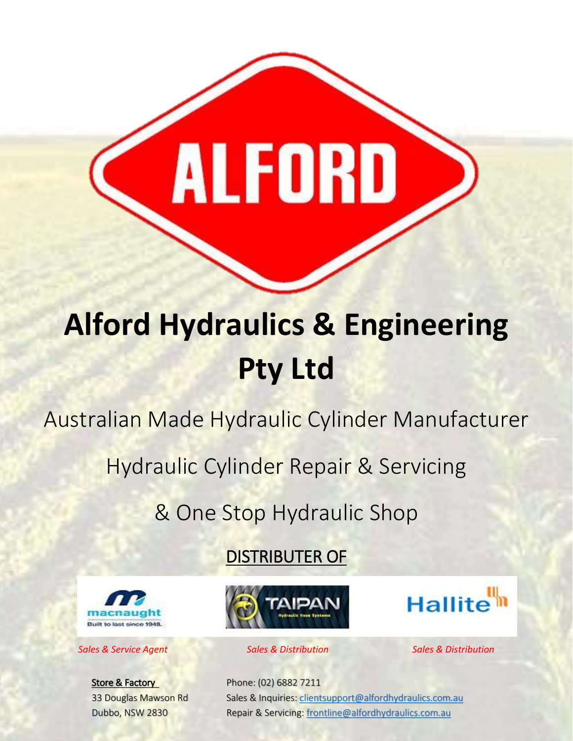# Alford Hydraulics & Engineering Pty Ltd

Australian Made Hydraulic Cylinder Manufacturer

Hydraulic Cylinder Repair & Servicing

& One Stop Hydraulic Shop

DISTRIBUTER OF

macnaught — *Sales & Service Agent*

TAIPAN — *Sales & Distribution*

Hallite — *Sales & Distribution*

**Store & Factory**
33 Douglas Mawson Rd
Dubbo, NSW 2830

Phone: (02) 6882 7211
Sales & Inquiries: clientsupport@alfordhydraulics.com.au
Repair & Servicing: frontline@alfordhydraulics.com.au